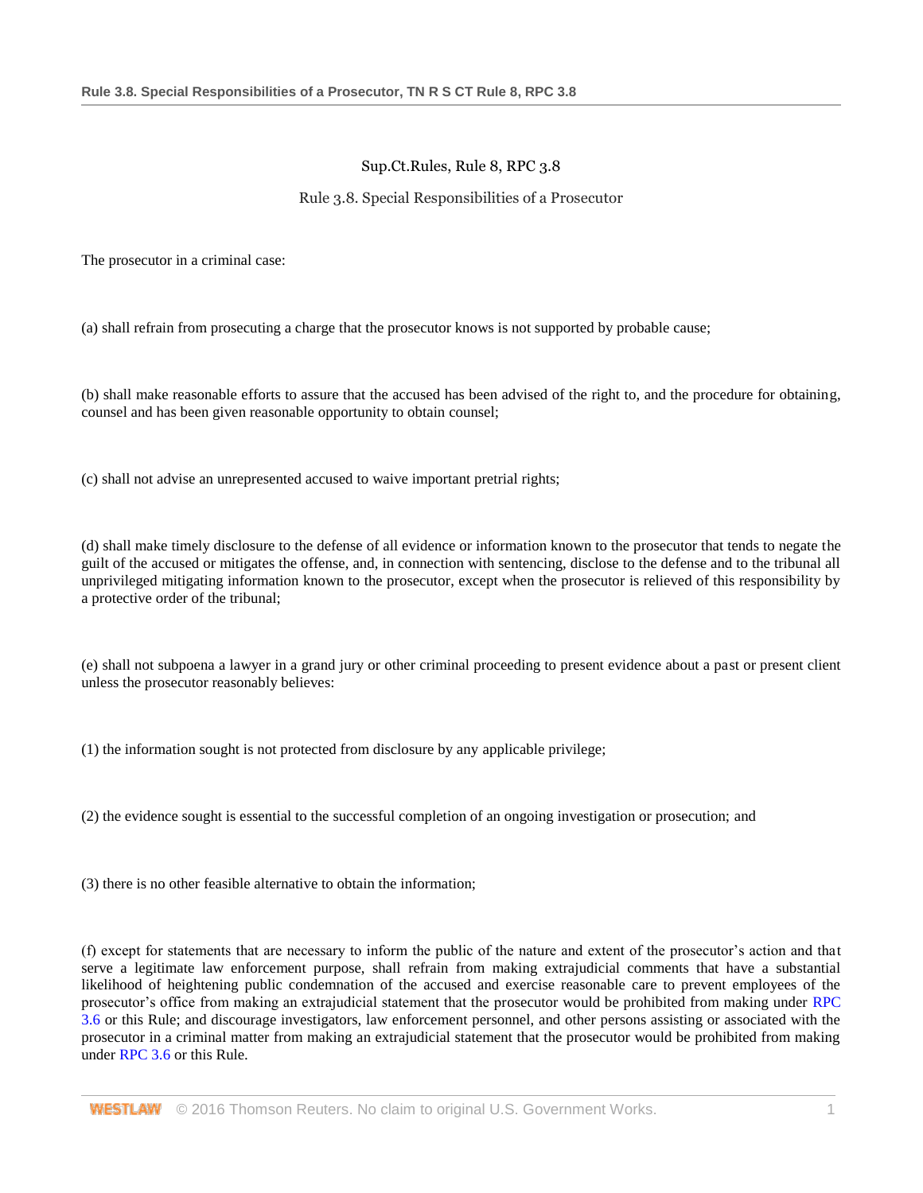Sup.Ct.Rules, Rule 8, RPC 3.8

# Rule 3.8. Special Responsibilities of a Prosecutor

The prosecutor in a criminal case:

(a) shall refrain from prosecuting a charge that the prosecutor knows is not supported by probable cause;

(b) shall make reasonable efforts to assure that the accused has been advised of the right to, and the procedure for obtaining, counsel and has been given reasonable opportunity to obtain counsel;

(c) shall not advise an unrepresented accused to waive important pretrial rights;

(d) shall make timely disclosure to the defense of all evidence or information known to the prosecutor that tends to negate the guilt of the accused or mitigates the offense, and, in connection with sentencing, disclose to the defense and to the tribunal all unprivileged mitigating information known to the prosecutor, except when the prosecutor is relieved of this responsibility by a protective order of the tribunal;

(e) shall not subpoena a lawyer in a grand jury or other criminal proceeding to present evidence about a past or present client unless the prosecutor reasonably believes:

(1) the information sought is not protected from disclosure by any applicable privilege;

(2) the evidence sought is essential to the successful completion of an ongoing investigation or prosecution; and

(3) there is no other feasible alternative to obtain the information;

(f) except for statements that are necessary to inform the public of the nature and extent of the prosecutor's action and that serve a legitimate law enforcement purpose, shall refrain from making extrajudicial comments that have a substantial likelihood of heightening public condemnation of the accused and exercise reasonable care to prevent employees of the prosecutor's office from making an extrajudicial statement that the prosecutor would be prohibited from making under RPC 3.6 or this Rule; and discourage investigators, law enforcement personnel, and other persons assisting or associated with the prosecutor in a criminal matter from making an extrajudicial statement that the prosecutor would be prohibited from making under RPC 3.6 or this Rule.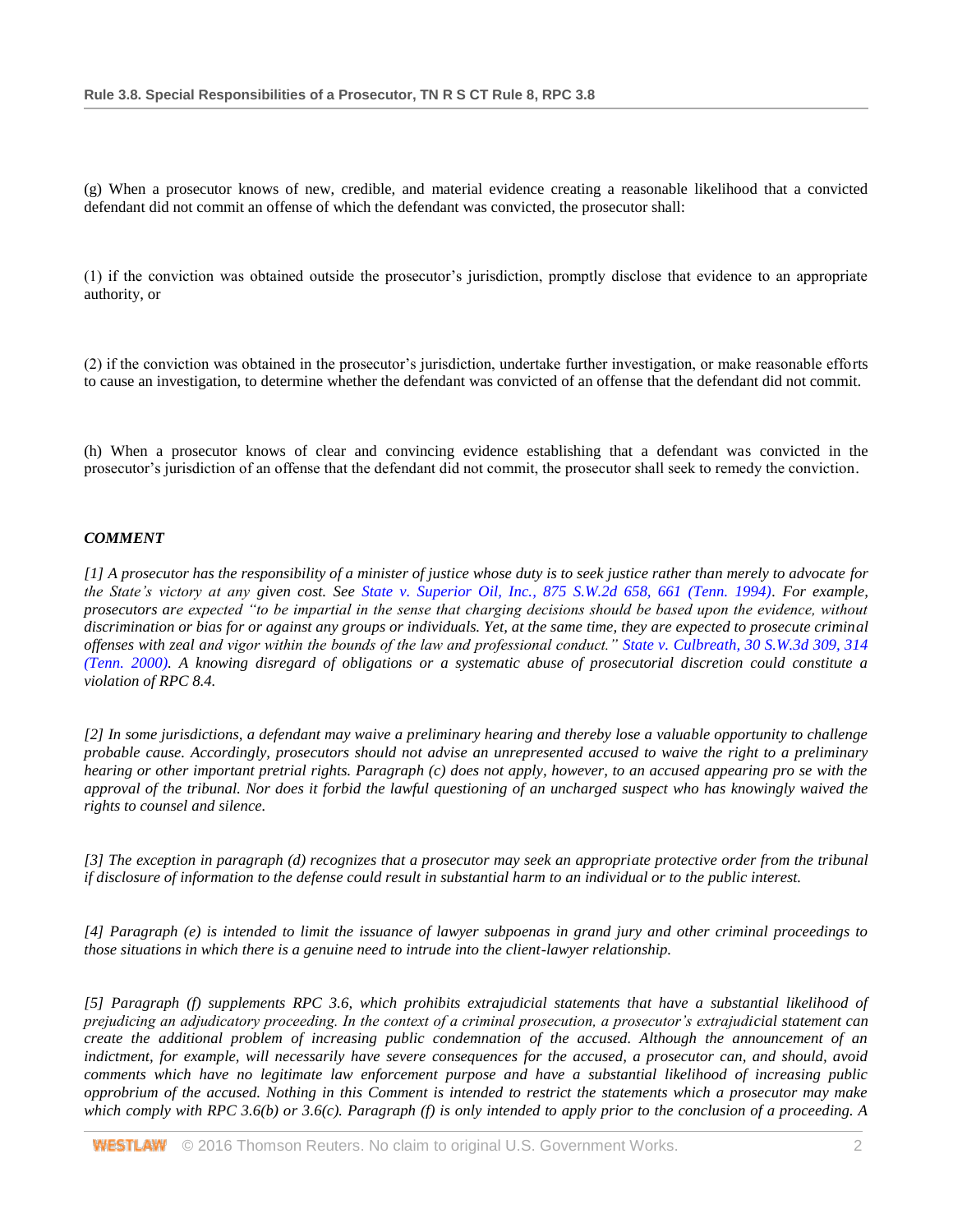(g) When a prosecutor knows of new, credible, and material evidence creating a reasonable likelihood that a convicted defendant did not commit an offense of which the defendant was convicted, the prosecutor shall:

(1) if the conviction was obtained outside the prosecutor's jurisdiction, promptly disclose that evidence to an appropriate authority, or

(2) if the conviction was obtained in the prosecutor's jurisdiction, undertake further investigation, or make reasonable efforts to cause an investigation, to determine whether the defendant was convicted of an offense that the defendant did not commit.

(h) When a prosecutor knows of clear and convincing evidence establishing that a defendant was convicted in the prosecutor's jurisdiction of an offense that the defendant did not commit, the prosecutor shall seek to remedy the conviction.

### *COMMENT*

*[1] A prosecutor has the responsibility of a minister of justice whose duty is to seek justice rather than merely to advocate for the State's victory at any given cost. See State v. Superior Oil, Inc., 875 S.W.2d 658, 661 (Tenn. 1994). For example, prosecutors are expected "to be impartial in the sense that charging decisions should be based upon the evidence, without discrimination or bias for or against any groups or individuals. Yet, at the same time, they are expected to prosecute criminal offenses with zeal and vigor within the bounds of the law and professional conduct." State v. Culbreath, 30 S.W.3d 309, 314 (Tenn. 2000). A knowing disregard of obligations or a systematic abuse of prosecutorial discretion could constitute a violation of RPC 8.4.*

*[2] In some jurisdictions, a defendant may waive a preliminary hearing and thereby lose a valuable opportunity to challenge probable cause. Accordingly, prosecutors should not advise an unrepresented accused to waive the right to a preliminary hearing or other important pretrial rights. Paragraph (c) does not apply, however, to an accused appearing pro se with the approval of the tribunal. Nor does it forbid the lawful questioning of an uncharged suspect who has knowingly waived the rights to counsel and silence.*

*[3] The exception in paragraph (d) recognizes that a prosecutor may seek an appropriate protective order from the tribunal if disclosure of information to the defense could result in substantial harm to an individual or to the public interest.*

*[4] Paragraph (e) is intended to limit the issuance of lawyer subpoenas in grand jury and other criminal proceedings to those situations in which there is a genuine need to intrude into the client-lawyer relationship.*

*[5] Paragraph (f) supplements RPC 3.6, which prohibits extrajudicial statements that have a substantial likelihood of prejudicing an adjudicatory proceeding. In the context of a criminal prosecution, a prosecutor's extrajudicial statement can create the additional problem of increasing public condemnation of the accused. Although the announcement of an indictment, for example, will necessarily have severe consequences for the accused, a prosecutor can, and should, avoid comments which have no legitimate law enforcement purpose and have a substantial likelihood of increasing public opprobrium of the accused. Nothing in this Comment is intended to restrict the statements which a prosecutor may make which comply with RPC 3.6(b) or 3.6(c). Paragraph (f) is only intended to apply prior to the conclusion of a proceeding. A*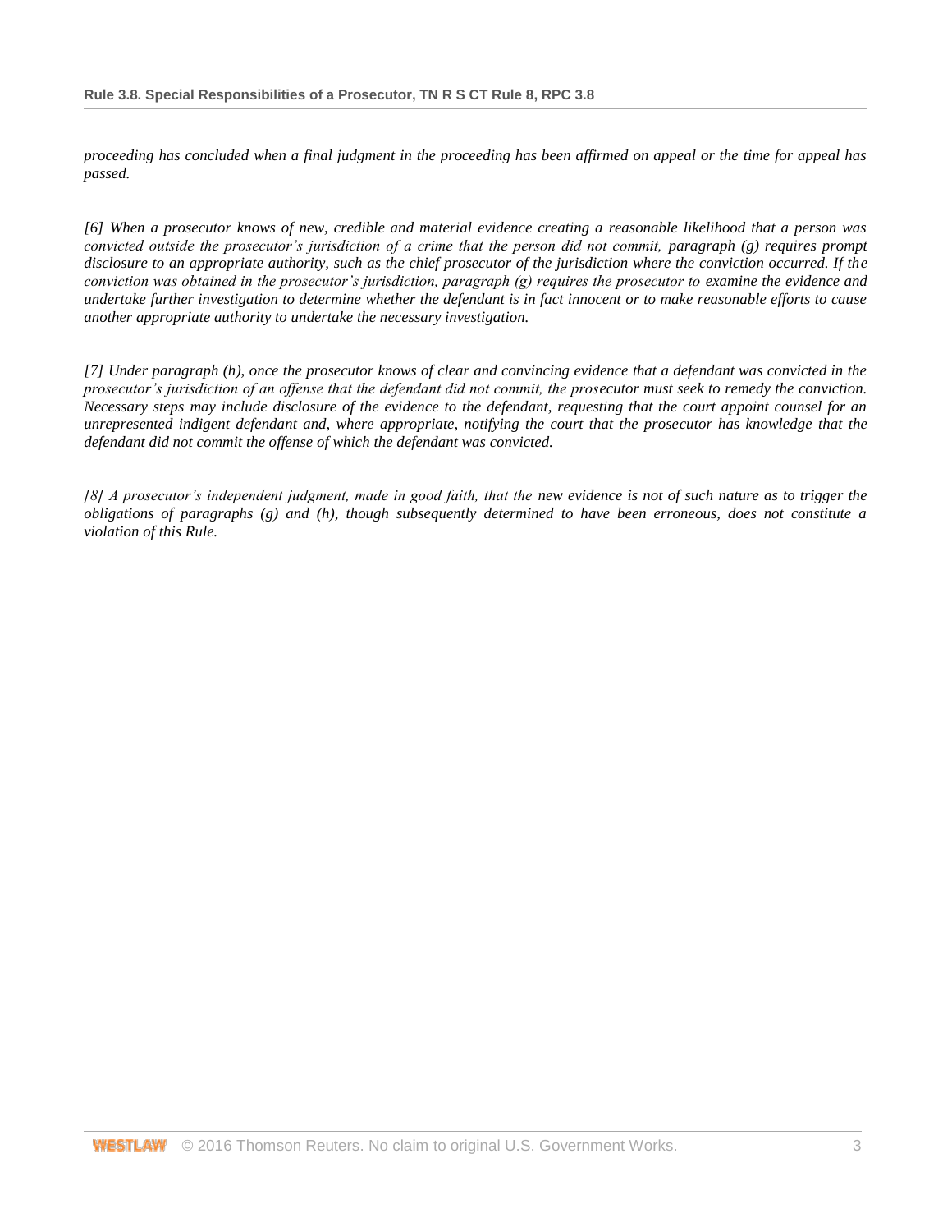*proceeding has concluded when a final judgment in the proceeding has been affirmed on appeal or the time for appeal has passed.*

*[6] When a prosecutor knows of new, credible and material evidence creating a reasonable likelihood that a person was convicted outside the prosecutor's jurisdiction of a crime that the person did not commit, paragraph (g) requires prompt disclosure to an appropriate authority, such as the chief prosecutor of the jurisdiction where the conviction occurred. If the conviction was obtained in the prosecutor's jurisdiction, paragraph (g) requires the prosecutor to examine the evidence and undertake further investigation to determine whether the defendant is in fact innocent or to make reasonable efforts to cause another appropriate authority to undertake the necessary investigation.*

*[7] Under paragraph (h), once the prosecutor knows of clear and convincing evidence that a defendant was convicted in the prosecutor's jurisdiction of an offense that the defendant did not commit, the prosecutor must seek to remedy the conviction. Necessary steps may include disclosure of the evidence to the defendant, requesting that the court appoint counsel for an unrepresented indigent defendant and, where appropriate, notifying the court that the prosecutor has knowledge that the defendant did not commit the offense of which the defendant was convicted.*

*[8] A prosecutor's independent judgment, made in good faith, that the new evidence is not of such nature as to trigger the obligations of paragraphs (g) and (h), though subsequently determined to have been erroneous, does not constitute a violation of this Rule.*